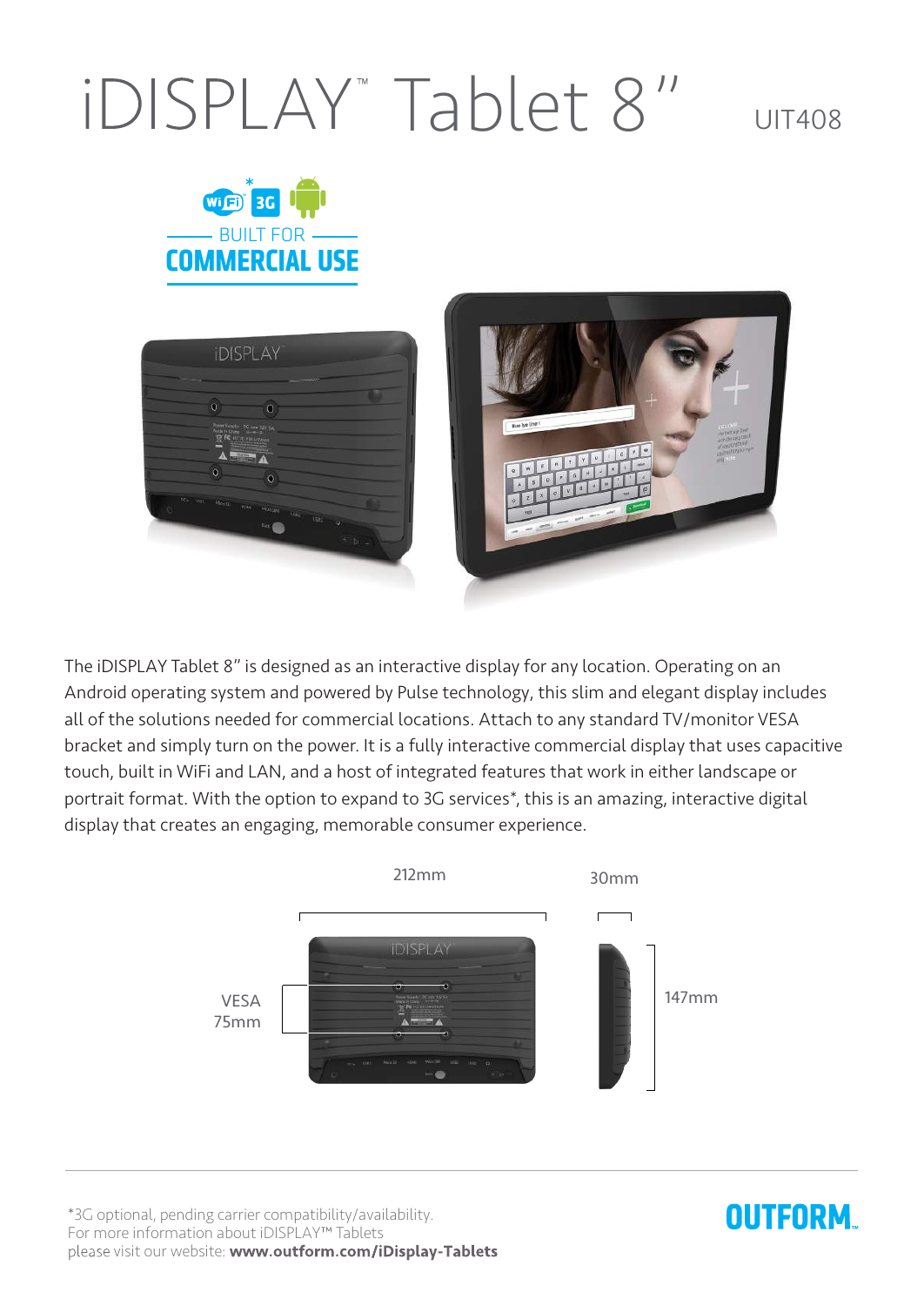# iDISPLAY™ Tablet 8"

UIT408

BUILT FOR
**COMMERCIAL USE**

The iDISPLAY Tablet 8" is designed as an interactive display for any location. Operating on an Android operating system and powered by Pulse technology, this slim and elegant display includes all of the solutions needed for commercial locations. Attach to any standard TV/monitor VESA bracket and simply turn on the power. It is a fully interactive commercial display that uses capacitive touch, built in WiFi and LAN, and a host of integrated features that work in either landscape or portrait format. With the option to expand to 3G services*, this is an amazing, interactive digital display that creates an engaging, memorable consumer experience.

212mm

30mm

VESA 75mm

147mm

*3G optional, pending carrier compatibility/availability.
For more information about iDISPLAY™ Tablets
please visit our website: **www.outform.com/iDisplay-Tablets**

**OUTFORM**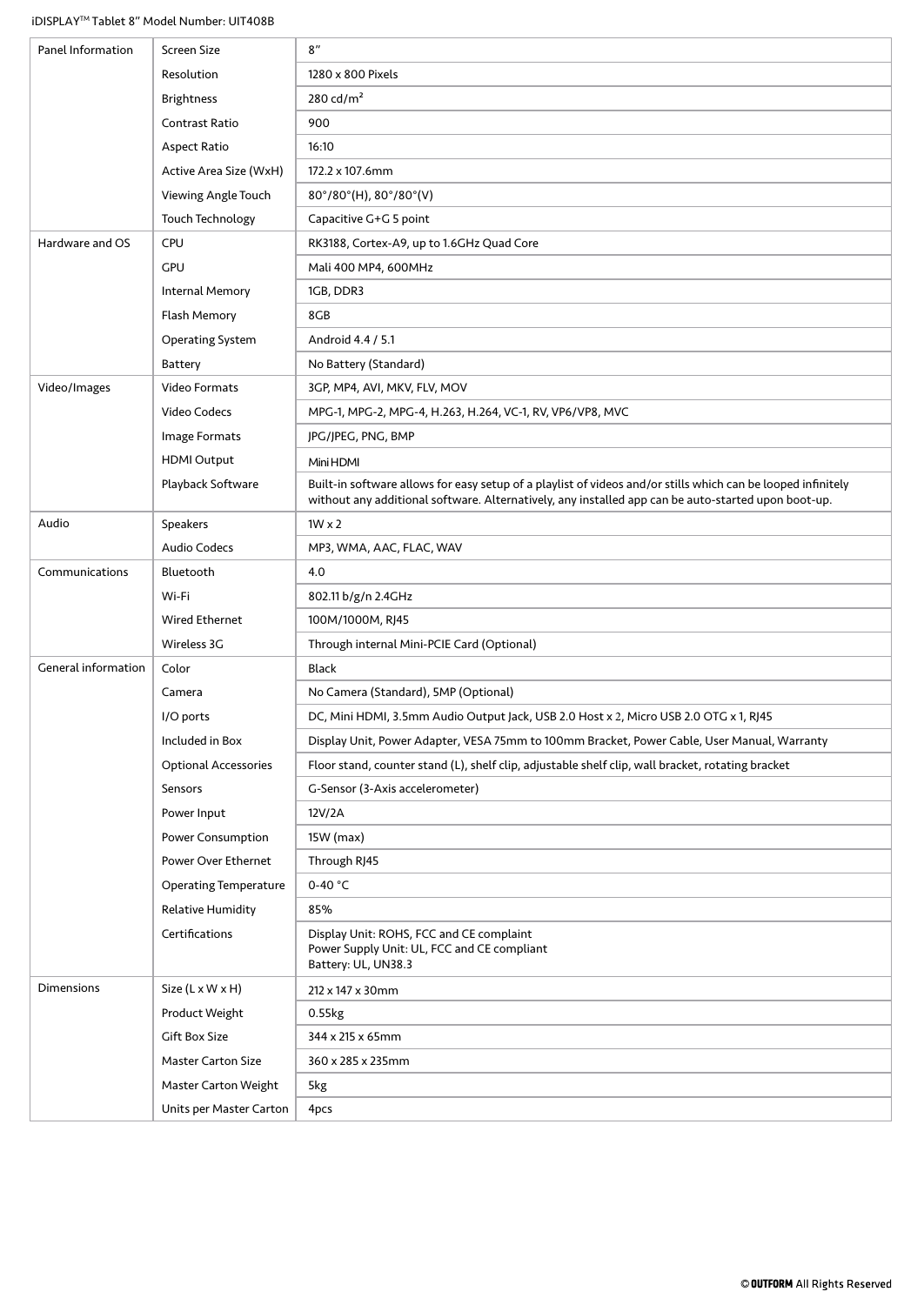iDISPLAY™ Tablet 8" Model Number: UIT408B

| | | |
|---|---|---|
| Panel Information | Screen Size | 8" |
| | Resolution | 1280 x 800 Pixels |
| | Brightness | 280 cd/m² |
| | Contrast Ratio | 900 |
| | Aspect Ratio | 16:10 |
| | Active Area Size (WxH) | 172.2 x 107.6mm |
| | Viewing Angle Touch | 80°/80°(H), 80°/80°(V) |
| | Touch Technology | Capacitive G+G 5 point |
| Hardware and OS | CPU | RK3188, Cortex-A9, up to 1.6GHz Quad Core |
| | GPU | Mali 400 MP4, 600MHz |
| | Internal Memory | 1GB, DDR3 |
| | Flash Memory | 8GB |
| | Operating System | Android 4.4 / 5.1 |
| | Battery | No Battery (Standard) |
| Video/Images | Video Formats | 3GP, MP4, AVI, MKV, FLV, MOV |
| | Video Codecs | MPG-1, MPG-2, MPG-4, H.263, H.264, VC-1, RV, VP6/VP8, MVC |
| | Image Formats | JPG/JPEG, PNG, BMP |
| | HDMI Output | Mini HDMI |
| | Playback Software | Built-in software allows for easy setup of a playlist of videos and/or stills which can be looped infinitely without any additional software. Alternatively, any installed app can be auto-started upon boot-up. |
| Audio | Speakers | 1W x 2 |
| | Audio Codecs | MP3, WMA, AAC, FLAC, WAV |
| Communications | Bluetooth | 4.0 |
| | Wi-Fi | 802.11 b/g/n 2.4GHz |
| | Wired Ethernet | 100M/1000M, RJ45 |
| | Wireless 3G | Through internal Mini-PCIE Card (Optional) |
| General information | Color | Black |
| | Camera | No Camera (Standard), 5MP (Optional) |
| | I/O ports | DC, Mini HDMI, 3.5mm Audio Output Jack, USB 2.0 Host x 2, Micro USB 2.0 OTG x 1, RJ45 |
| | Included in Box | Display Unit, Power Adapter, VESA 75mm to 100mm Bracket, Power Cable, User Manual, Warranty |
| | Optional Accessories | Floor stand, counter stand (L), shelf clip, adjustable shelf clip, wall bracket, rotating bracket |
| | Sensors | G-Sensor (3-Axis accelerometer) |
| | Power Input | 12V/2A |
| | Power Consumption | 15W (max) |
| | Power Over Ethernet | Through RJ45 |
| | Operating Temperature | 0-40 °C |
| | Relative Humidity | 85% |
| | Certifications | Display Unit: ROHS, FCC and CE complaint<br>Power Supply Unit: UL, FCC and CE compliant<br>Battery: UL, UN38.3 |
| Dimensions | Size (L x W x H) | 212 x 147 x 30mm |
| | Product Weight | 0.55kg |
| | Gift Box Size | 344 x 215 x 65mm |
| | Master Carton Size | 360 x 285 x 235mm |
| | Master Carton Weight | 5kg |
| | Units per Master Carton | 4pcs |

© OUTFORM All Rights Reserved